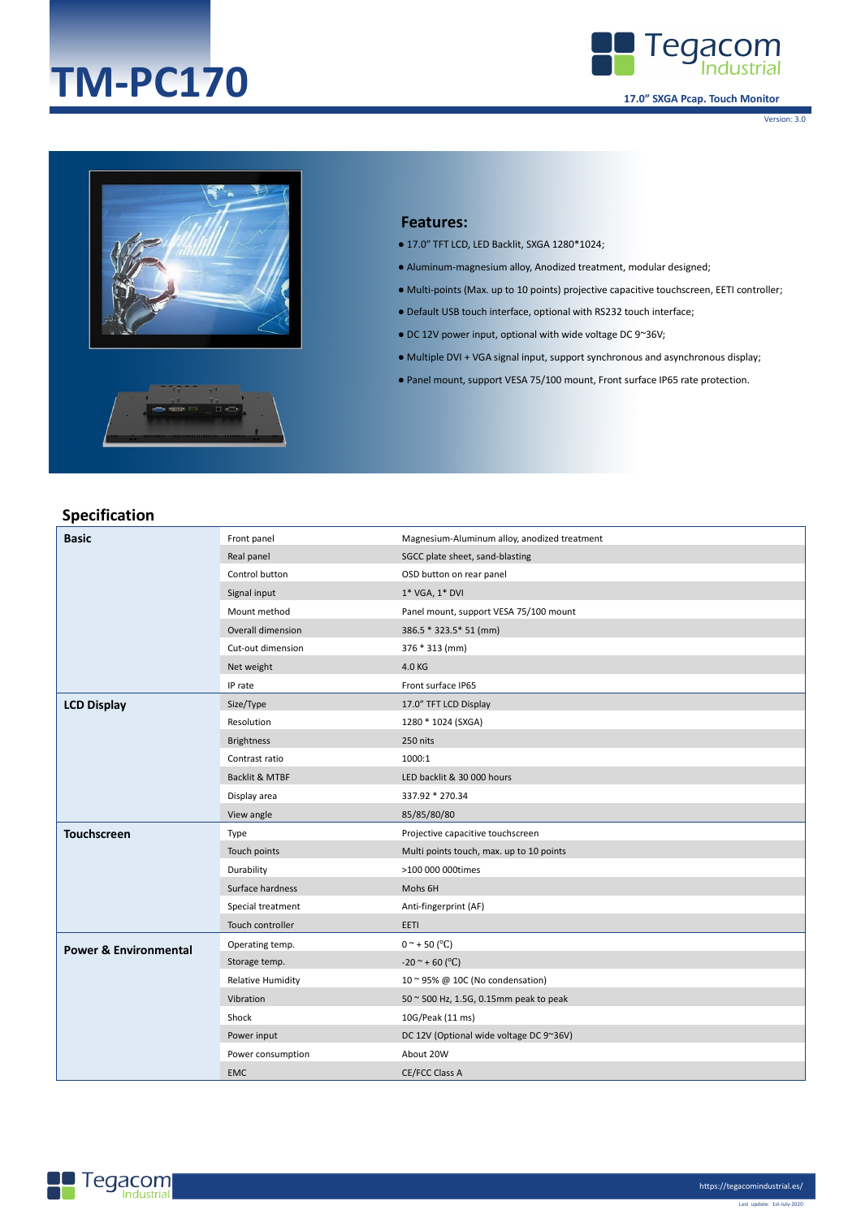# TM-PC170

17.0" SXGA Pcap. Touch Monitor

Version: 3.0

## Features:

- 17.0" TFT LCD, LED Backlit, SXGA 1280*1024;
- Aluminum-magnesium alloy, Anodized treatment, modular designed;
- Multi-points (Max. up to 10 points) projective capacitive touchscreen, EETI controller;
- Default USB touch interface, optional with RS232 touch interface;
- DC 12V power input, optional with wide voltage DC 9~36V;
- Multiple DVI + VGA signal input, support synchronous and asynchronous display;
- Panel mount, support VESA 75/100 mount, Front surface IP65 rate protection.

## Specification

| | | |
|---|---|---|
| **Basic** | Front panel | Magnesium-Aluminum alloy, anodized treatment |
| | Real panel | SGCC plate sheet, sand-blasting |
| | Control button | OSD button on rear panel |
| | Signal input | 1* VGA, 1* DVI |
| | Mount method | Panel mount, support VESA 75/100 mount |
| | Overall dimension | 386.5 * 323.5* 51 (mm) |
| | Cut-out dimension | 376 * 313 (mm) |
| | Net weight | 4.0 KG |
| | IP rate | Front surface IP65 |
| **LCD Display** | Size/Type | 17.0" TFT LCD Display |
| | Resolution | 1280 * 1024 (SXGA) |
| | Brightness | 250 nits |
| | Contrast ratio | 1000:1 |
| | Backlit & MTBF | LED backlit & 30 000 hours |
| | Display area | 337.92 * 270.34 |
| | View angle | 85/85/80/80 |
| **Touchscreen** | Type | Projective capacitive touchscreen |
| | Touch points | Multi points touch, max. up to 10 points |
| | Durability | >100 000 000times |
| | Surface hardness | Mohs 6H |
| | Special treatment | Anti-fingerprint (AF) |
| | Touch controller | EETI |
| **Power & Environmental** | Operating temp. | 0 ~ + 50 (°C) |
| | Storage temp. | -20 ~ + 60 (°C) |
| | Relative Humidity | 10 ~ 95% @ 10C (No condensation) |
| | Vibration | 50 ~ 500 Hz, 1.5G, 0.15mm peak to peak |
| | Shock | 10G/Peak (11 ms) |
| | Power input | DC 12V (Optional wide voltage DC 9~36V) |
| | Power consumption | About 20W |
| | EMC | CE/FCC Class A |

https://tegacomindustrial.es/

Last update: 1st-July-2020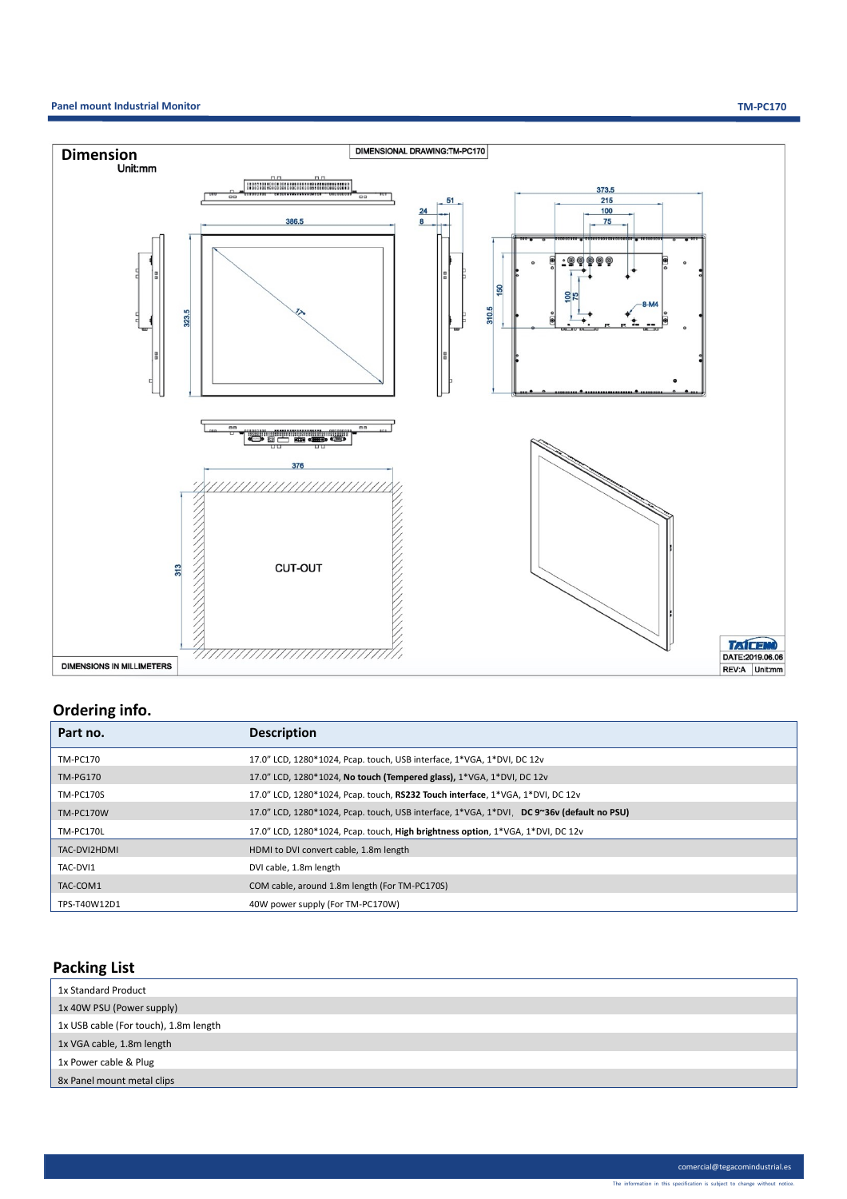## Dimension

Unit:mm

DIMENSIONAL DRAWING:TM-PC170

386.5

323.5

17"

24

8

51

373.5

215

100

75

150

310.5

100

75

8-M4

376

313

CUT-OUT

DIMENSIONS IN MILLIMETERS

TAICENN

DATE:2019.06.06

REV:A Unit:mm

## Ordering info.

| Part no. | Description |
|---|---|
| TM-PC170 | 17.0" LCD, 1280*1024, Pcap. touch, USB interface, 1*VGA, 1*DVI, DC 12v |
| TM-PG170 | 17.0" LCD, 1280*1024, **No touch (Tempered glass),** 1*VGA, 1*DVI, DC 12v |
| TM-PC170S | 17.0" LCD, 1280*1024, Pcap. touch, **RS232 Touch interface**, 1*VGA, 1*DVI, DC 12v |
| TM-PC170W | 17.0" LCD, 1280*1024, Pcap. touch, USB interface, 1*VGA, 1*DVI, **DC 9~36v (default no PSU)** |
| TM-PC170L | 17.0" LCD, 1280*1024, Pcap. touch, **High brightness option**, 1*VGA, 1*DVI, DC 12v |
| TAC-DVI2HDMI | HDMI to DVI convert cable, 1.8m length |
| TAC-DVI1 | DVI cable, 1.8m length |
| TAC-COM1 | COM cable, around 1.8m length (For TM-PC170S) |
| TPS-T40W12D1 | 40W power supply (For TM-PC170W) |

## Packing List

| |
|---|
| 1x Standard Product |
| 1x 40W PSU (Power supply) |
| 1x USB cable (For touch), 1.8m length |
| 1x VGA cable, 1.8m length |
| 1x Power cable & Plug |
| 8x Panel mount metal clips |

comercial@tegacomindustrial.es

The information in this specification is subject to change without notice.